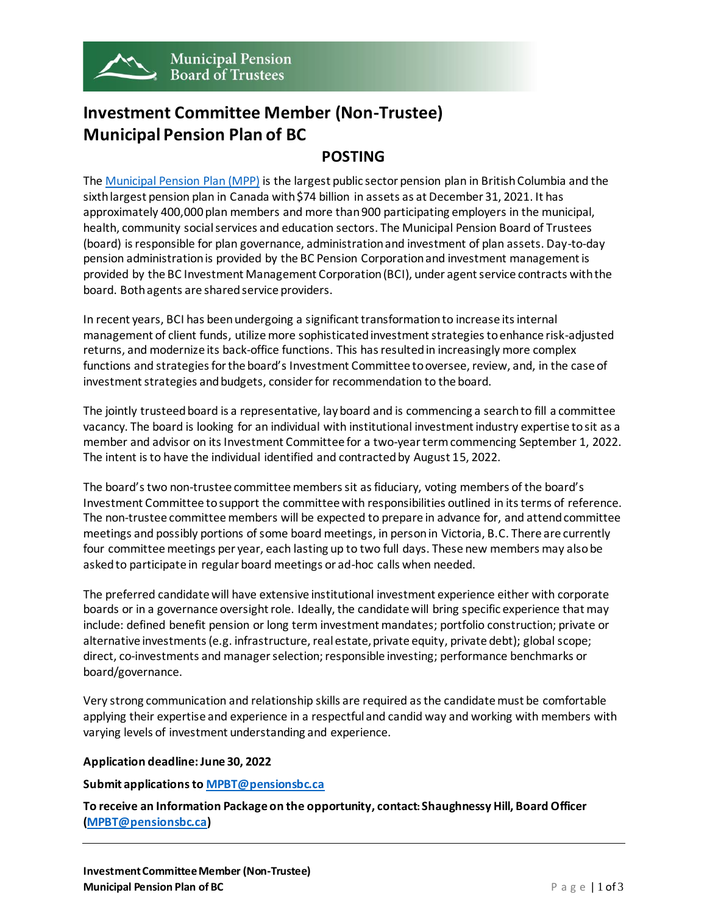Municipal Pension Board of Trustees

# Investment Committee Member (Non-Trustee) Municipal Pension Plan of BC

## POSTING

The [Municipal Pension Plan (MPP)](#) is the largest public sector pension plan in British Columbia and the sixth largest pension plan in Canada with $74 billion in assets as at December 31, 2021. It has approximately 400,000 plan members and more than 900 participating employers in the municipal, health, community social services and education sectors. The Municipal Pension Board of Trustees (board) is responsible for plan governance, administration and investment of plan assets. Day-to-day pension administration is provided by the BC Pension Corporation and investment management is provided by the BC Investment Management Corporation (BCI), under agent service contracts with the board. Both agents are shared service providers.

In recent years, BCI has been undergoing a significant transformation to increase its internal management of client funds, utilize more sophisticated investment strategies to enhance risk-adjusted returns, and modernize its back-office functions. This has resulted in increasingly more complex functions and strategies for the board's Investment Committee to oversee, review, and, in the case of investment strategies and budgets, consider for recommendation to the board.

The jointly trusteed board is a representative, lay board and is commencing a search to fill a committee vacancy. The board is looking for an individual with institutional investment industry expertise to sit as a member and advisor on its Investment Committee for a two-year term commencing September 1, 2022. The intent is to have the individual identified and contracted by August 15, 2022.

The board's two non-trustee committee members sit as fiduciary, voting members of the board's Investment Committee to support the committee with responsibilities outlined in its terms of reference. The non-trustee committee members will be expected to prepare in advance for, and attend committee meetings and possibly portions of some board meetings, in person in Victoria, B.C. There are currently four committee meetings per year, each lasting up to two full days. These new members may also be asked to participate in regular board meetings or ad-hoc calls when needed.

The preferred candidate will have extensive institutional investment experience either with corporate boards or in a governance oversight role. Ideally, the candidate will bring specific experience that may include: defined benefit pension or long term investment mandates; portfolio construction; private or alternative investments (e.g. infrastructure, real estate, private equity, private debt); global scope; direct, co-investments and manager selection; responsible investing; performance benchmarks or board/governance.

Very strong communication and relationship skills are required as the candidate must be comfortable applying their expertise and experience in a respectful and candid way and working with members with varying levels of investment understanding and experience.

**Application deadline: June 30, 2022**

**Submit applications to [MPBT@pensionsbc.ca](mailto:MPBT@pensionsbc.ca)**

**To receive an Information Package on the opportunity, contact: Shaughnessy Hill, Board Officer ([MPBT@pensionsbc.ca](mailto:MPBT@pensionsbc.ca))**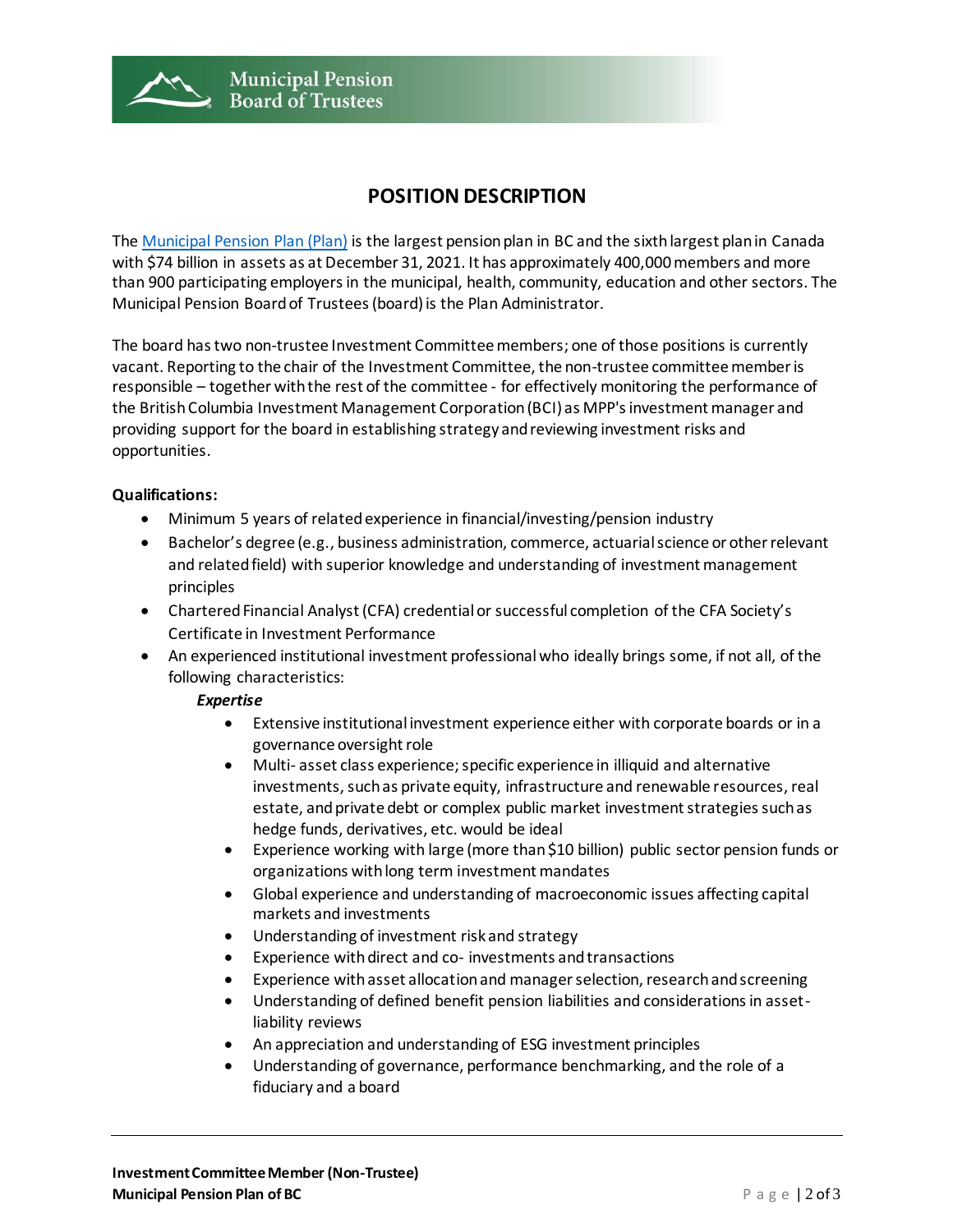# POSITION DESCRIPTION

The [Municipal Pension Plan (Plan)]() is the largest pension plan in BC and the sixth largest plan in Canada with $74 billion in assets as at December 31, 2021. It has approximately 400,000 members and more than 900 participating employers in the municipal, health, community, education and other sectors. The Municipal Pension Board of Trustees (board) is the Plan Administrator.

The board has two non-trustee Investment Committee members; one of those positions is currently vacant. Reporting to the chair of the Investment Committee, the non-trustee committee member is responsible – together with the rest of the committee - for effectively monitoring the performance of the British Columbia Investment Management Corporation (BCI) as MPP's investment manager and providing support for the board in establishing strategy and reviewing investment risks and opportunities.

**Qualifications:**

- Minimum 5 years of related experience in financial/investing/pension industry
- Bachelor's degree (e.g., business administration, commerce, actuarial science or other relevant and related field) with superior knowledge and understanding of investment management principles
- Chartered Financial Analyst (CFA) credential or successful completion of the CFA Society's Certificate in Investment Performance
- An experienced institutional investment professional who ideally brings some, if not all, of the following characteristics:

  ***Expertise***

  - Extensive institutional investment experience either with corporate boards or in a governance oversight role
  - Multi- asset class experience; specific experience in illiquid and alternative investments, such as private equity, infrastructure and renewable resources, real estate, and private debt or complex public market investment strategies such as hedge funds, derivatives, etc. would be ideal
  - Experience working with large (more than $10 billion) public sector pension funds or organizations with long term investment mandates
  - Global experience and understanding of macroeconomic issues affecting capital markets and investments
  - Understanding of investment risk and strategy
  - Experience with direct and co- investments and transactions
  - Experience with asset allocation and manager selection, research and screening
  - Understanding of defined benefit pension liabilities and considerations in asset-liability reviews
  - An appreciation and understanding of ESG investment principles
  - Understanding of governance, performance benchmarking, and the role of a fiduciary and a board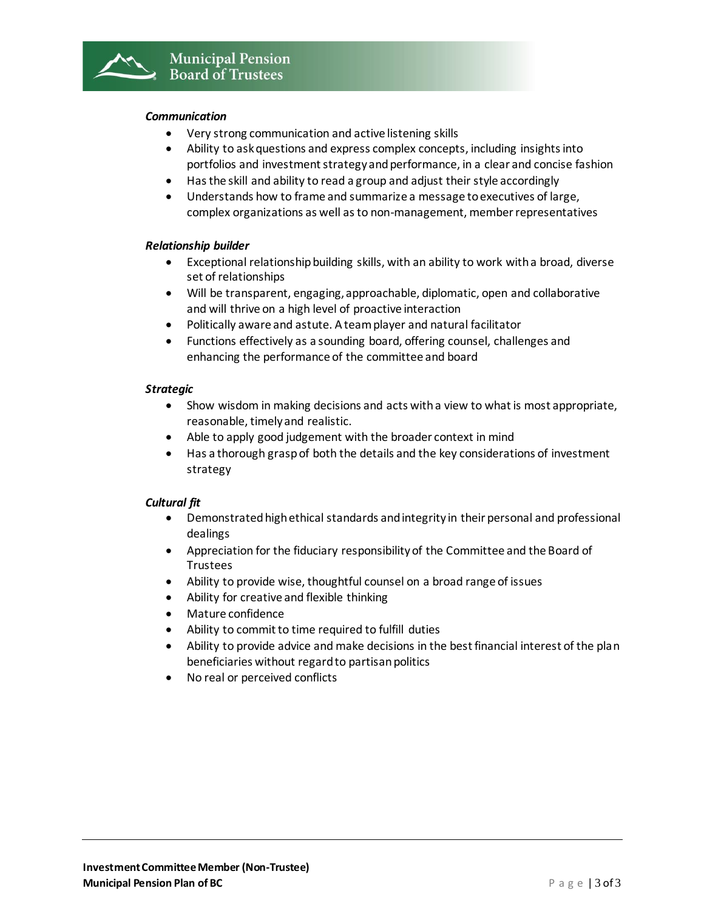***Communication***

- Very strong communication and active listening skills
- Ability to ask questions and express complex concepts, including insights into portfolios and investment strategy and performance, in a clear and concise fashion
- Has the skill and ability to read a group and adjust their style accordingly
- Understands how to frame and summarize a message to executives of large, complex organizations as well as to non-management, member representatives

***Relationship builder***

- Exceptional relationship building skills, with an ability to work with a broad, diverse set of relationships
- Will be transparent, engaging, approachable, diplomatic, open and collaborative and will thrive on a high level of proactive interaction
- Politically aware and astute. A team player and natural facilitator
- Functions effectively as a sounding board, offering counsel, challenges and enhancing the performance of the committee and board

***Strategic***

- Show wisdom in making decisions and acts with a view to what is most appropriate, reasonable, timely and realistic.
- Able to apply good judgement with the broader context in mind
- Has a thorough grasp of both the details and the key considerations of investment strategy

***Cultural fit***

- Demonstrated high ethical standards and integrity in their personal and professional dealings
- Appreciation for the fiduciary responsibility of the Committee and the Board of Trustees
- Ability to provide wise, thoughtful counsel on a broad range of issues
- Ability for creative and flexible thinking
- Mature confidence
- Ability to commit to time required to fulfill duties
- Ability to provide advice and make decisions in the best financial interest of the plan beneficiaries without regard to partisan politics
- No real or perceived conflicts